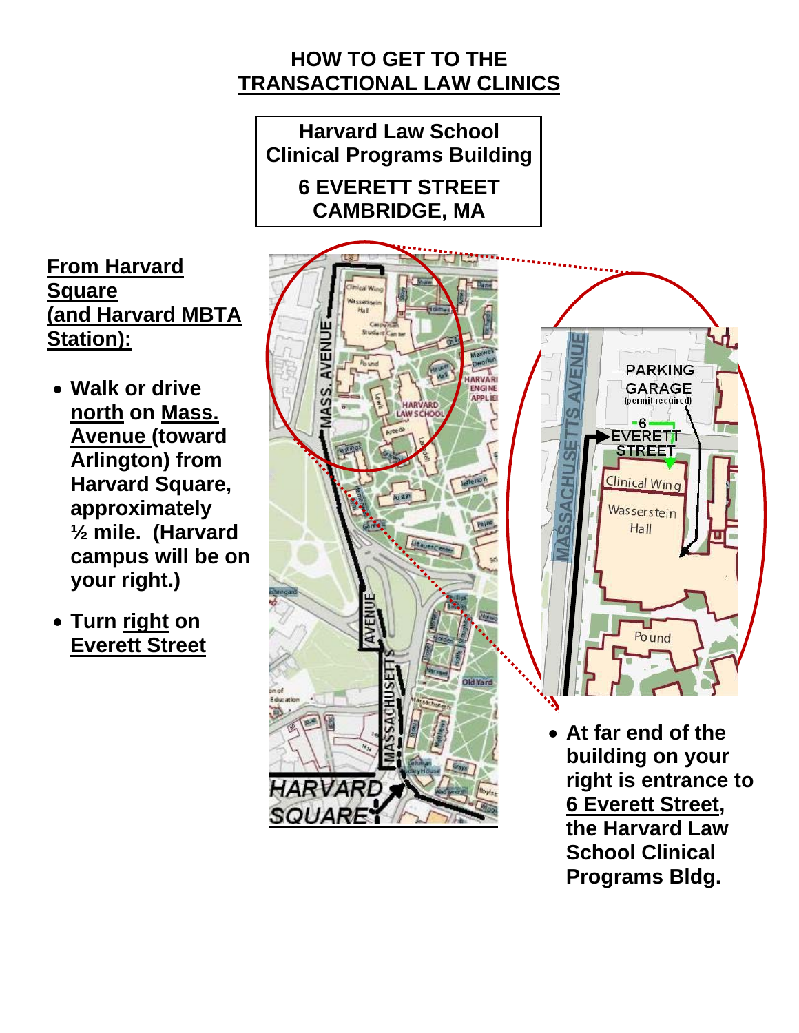# HOW TO GET TO THE TRANSACTIONAL LAW CLINICS

**Harvard Law School Clinical Programs Building**

**6 EVERETT STREET CAMBRIDGE, MA**

**From Harvard Square (and Harvard MBTA Station):**

- **Walk or drive north on Mass. Avenue (toward Arlington) from Harvard Square, approximately ½ mile. (Harvard campus will be on your right.)**
- **Turn right on Everett Street**
- **At far end of the building on your right is entrance to 6 Everett Street, the Harvard Law School Clinical Programs Bldg.**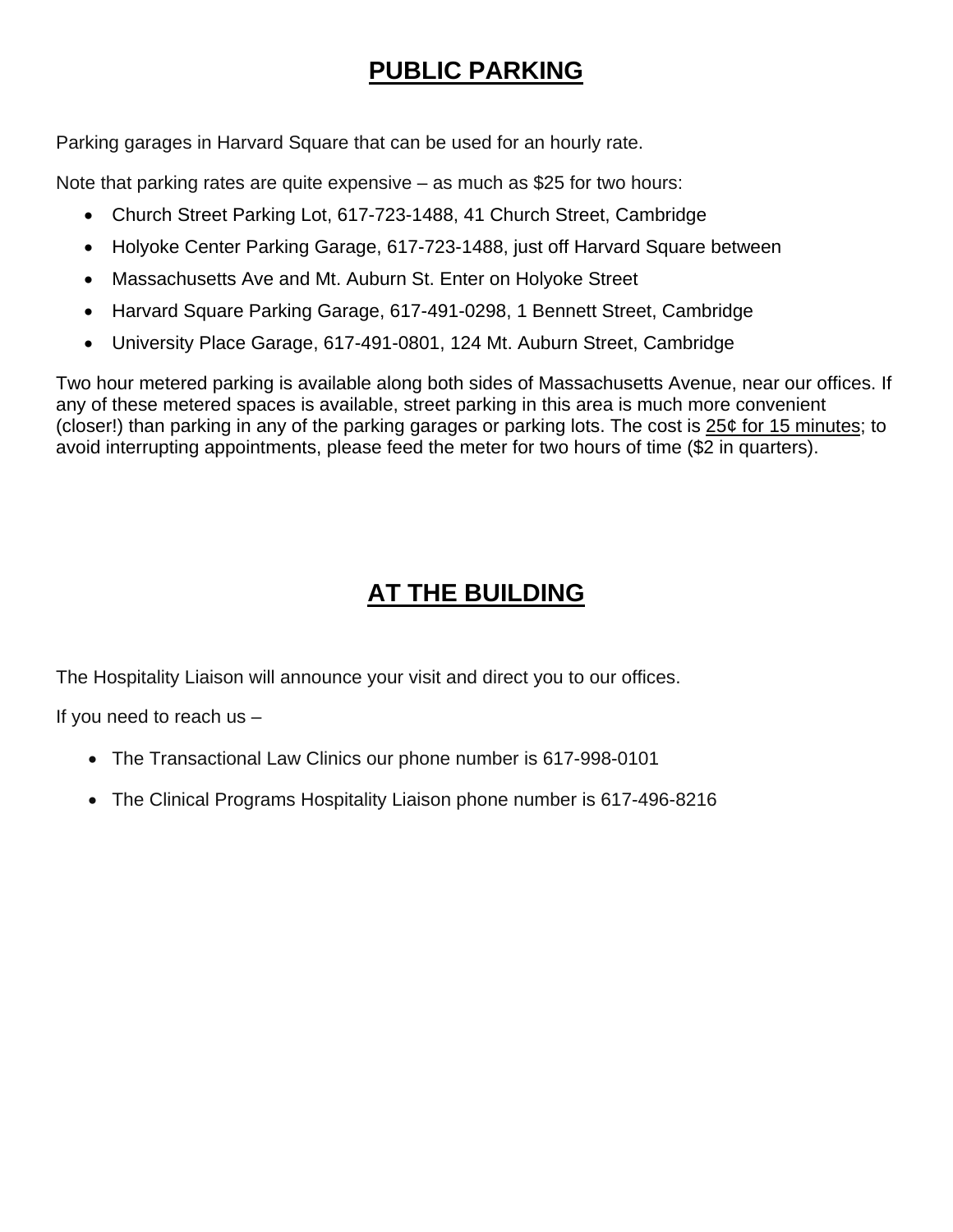# PUBLIC PARKING

Parking garages in Harvard Square that can be used for an hourly rate.

Note that parking rates are quite expensive – as much as $25 for two hours:

- Church Street Parking Lot, 617-723-1488, 41 Church Street, Cambridge
- Holyoke Center Parking Garage, 617-723-1488, just off Harvard Square between
- Massachusetts Ave and Mt. Auburn St. Enter on Holyoke Street
- Harvard Square Parking Garage, 617-491-0298, 1 Bennett Street, Cambridge
- University Place Garage, 617-491-0801, 124 Mt. Auburn Street, Cambridge

Two hour metered parking is available along both sides of Massachusetts Avenue, near our offices. If any of these metered spaces is available, street parking in this area is much more convenient (closer!) than parking in any of the parking garages or parking lots. The cost is 25¢ for 15 minutes; to avoid interrupting appointments, please feed the meter for two hours of time ($2 in quarters).

# AT THE BUILDING

The Hospitality Liaison will announce your visit and direct you to our offices.

If you need to reach us –

- The Transactional Law Clinics our phone number is 617-998-0101
- The Clinical Programs Hospitality Liaison phone number is 617-496-8216